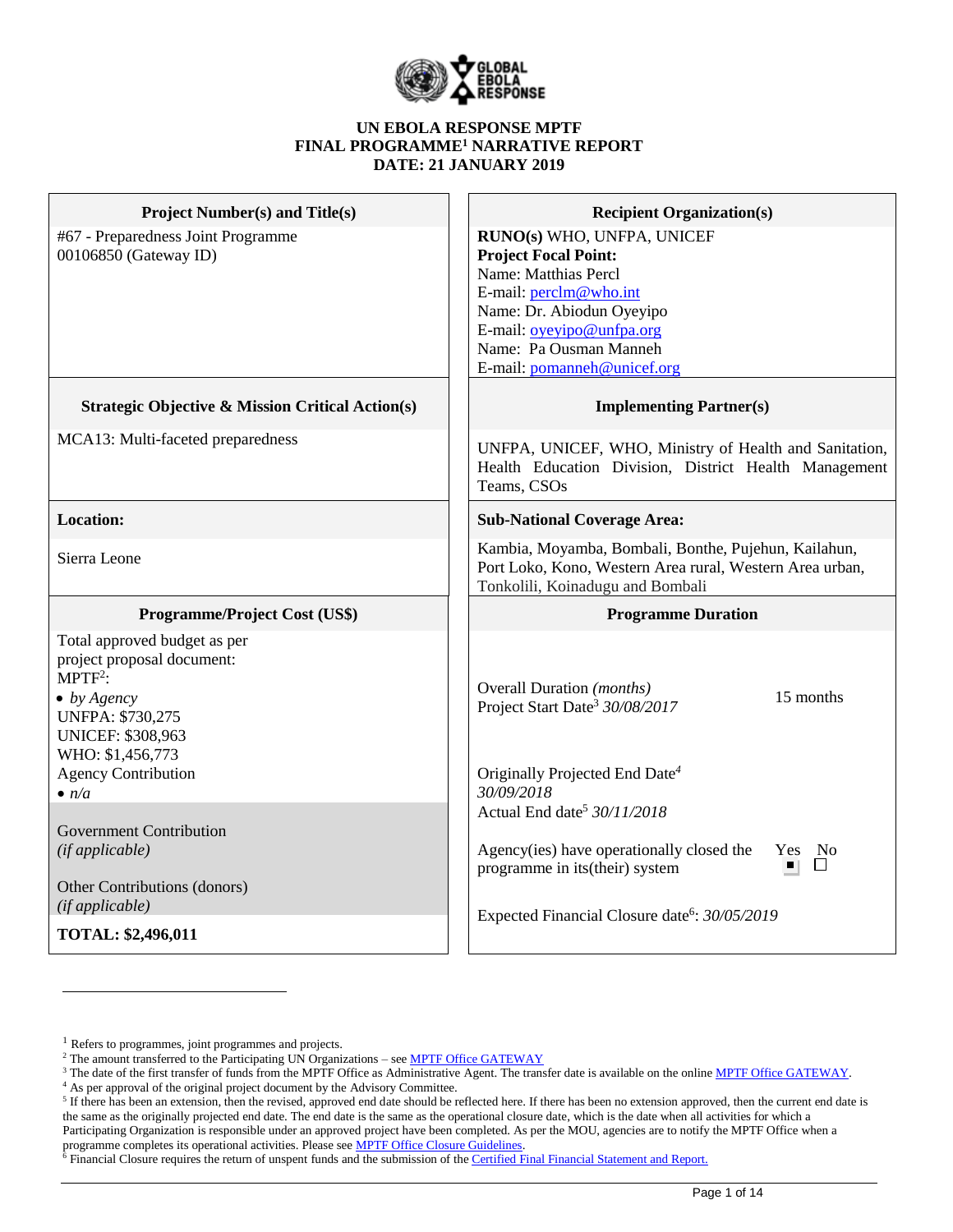# UN EBOLA RESPONSE MPTF
# FINAL PROGRAMME[1] NARRATIVE REPORT
# DATE: 21 JANUARY 2019

| Project Number(s) and Title(s) | Recipient Organization(s) |
|---|---|
| #67 - Preparedness Joint Programme<br>00106850 (Gateway ID) | **RUNO(s)** WHO, UNFPA, UNICEF<br>**Project Focal Point:**<br>Name: Matthias Percl<br>E-mail: perclm@who.int<br>Name: Dr. Abiodun Oyeyipo<br>E-mail: oyeyipo@unfpa.org<br>Name: Pa Ousman Manneh<br>E-mail: pomanneh@unicef.org |
| **Strategic Objective & Mission Critical Action(s)** | **Implementing Partner(s)** |
| MCA13: Multi-faceted preparedness | UNFPA, UNICEF, WHO, Ministry of Health and Sanitation, Health Education Division, District Health Management Teams, CSOs |
| **Location:** | **Sub-National Coverage Area:** |
| Sierra Leone | Kambia, Moyamba, Bombali, Bonthe, Pujehun, Kailahun, Port Loko, Kono, Western Area rural, Western Area urban, Tonkolili, Koinadugu and Bombali |
| **Programme/Project Cost (US$)** | **Programme Duration** |
| Total approved budget as per project proposal document:<br>MPTF[2]:<br>• *by Agency*<br>UNFPA: $730,275<br>UNICEF: $308,963<br>WHO: $1,456,773<br>Agency Contribution<br>• *n/a*<br><br>Government Contribution *(if applicable)*<br><br>Other Contributions (donors) *(if applicable)*<br><br>**TOTAL: $2,496,011** | Overall Duration *(months)* 15 months<br>Project Start Date[3] *30/08/2017*<br><br>Originally Projected End Date[4] *30/09/2018*<br>Actual End date[5] *30/11/2018*<br><br>Agency(ies) have operationally closed the programme in its(their) system — Yes ■ No ☐<br><br>Expected Financial Closure date[6]: *30/05/2019* |

---

[1] Refers to programmes, joint programmes and projects.

[2] The amount transferred to the Participating UN Organizations – see MPTF Office GATEWAY

[3] The date of the first transfer of funds from the MPTF Office as Administrative Agent. The transfer date is available on the online MPTF Office GATEWAY.

[4] As per approval of the original project document by the Advisory Committee.

[5] If there has been an extension, then the revised, approved end date should be reflected here. If there has been no extension approved, then the current end date is the same as the originally projected end date. The end date is the same as the operational closure date, which is the date when all activities for which a Participating Organization is responsible under an approved project have been completed. As per the MOU, agencies are to notify the MPTF Office when a programme completes its operational activities. Please see MPTF Office Closure Guidelines.

[6] Financial Closure requires the return of unspent funds and the submission of the Certified Final Financial Statement and Report.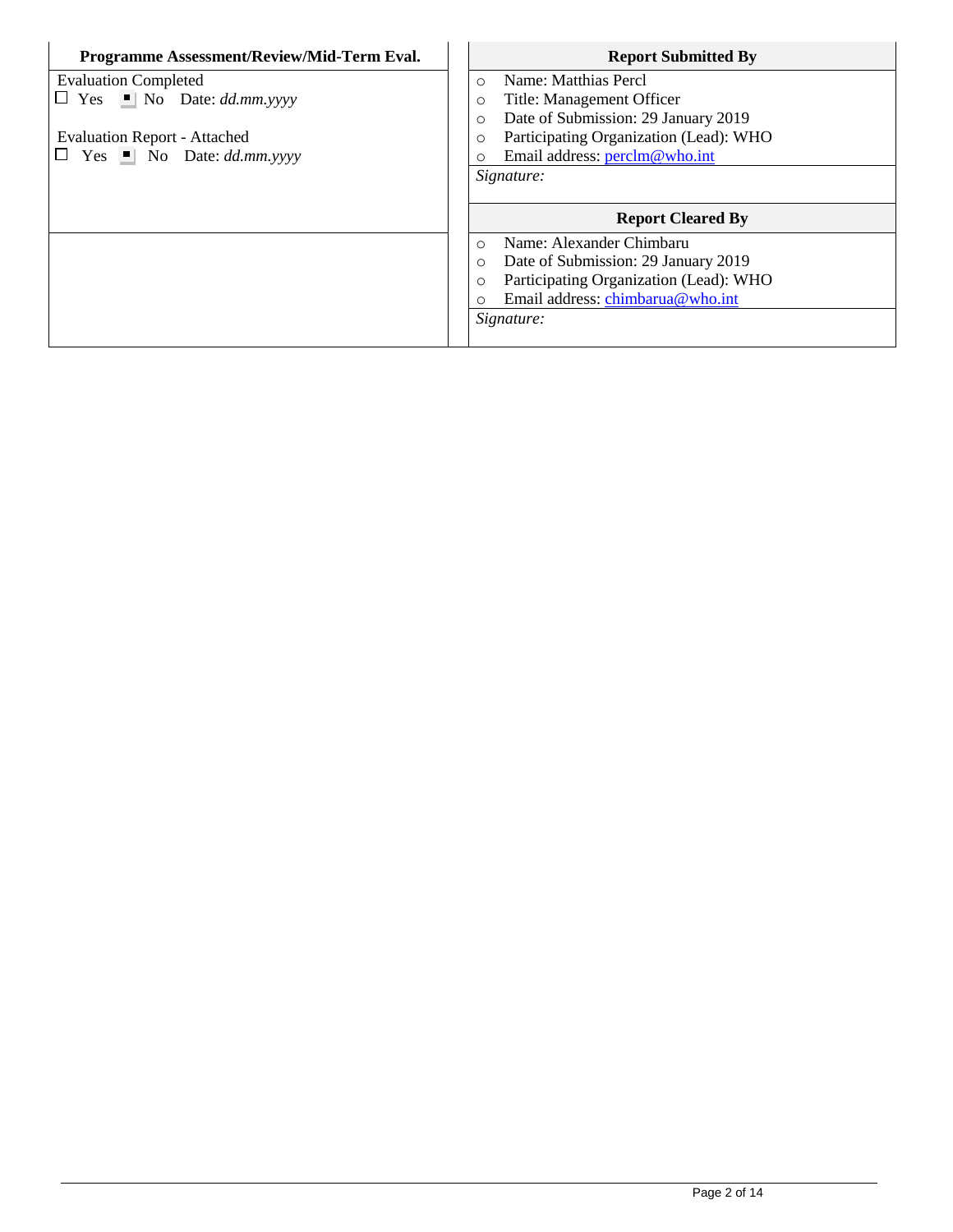| **Programme Assessment/Review/Mid-Term Eval.** | **Report Submitted By** |
|---|---|
| Evaluation Completed<br>☐ Yes ■ No Date: *dd.mm.yyyy*<br><br>Evaluation Report - Attached<br>☐ Yes ■ No Date: *dd.mm.yyyy* | ○ Name: Matthias Percl<br>○ Title: Management Officer<br>○ Date of Submission: 29 January 2019<br>○ Participating Organization (Lead): WHO<br>○ Email address: perclm@who.int<br><br>*Signature:* |
| | **Report Cleared By** |
| | ○ Name: Alexander Chimbaru<br>○ Date of Submission: 29 January 2019<br>○ Participating Organization (Lead): WHO<br>○ Email address: chimbarua@who.int<br><br>*Signature:* |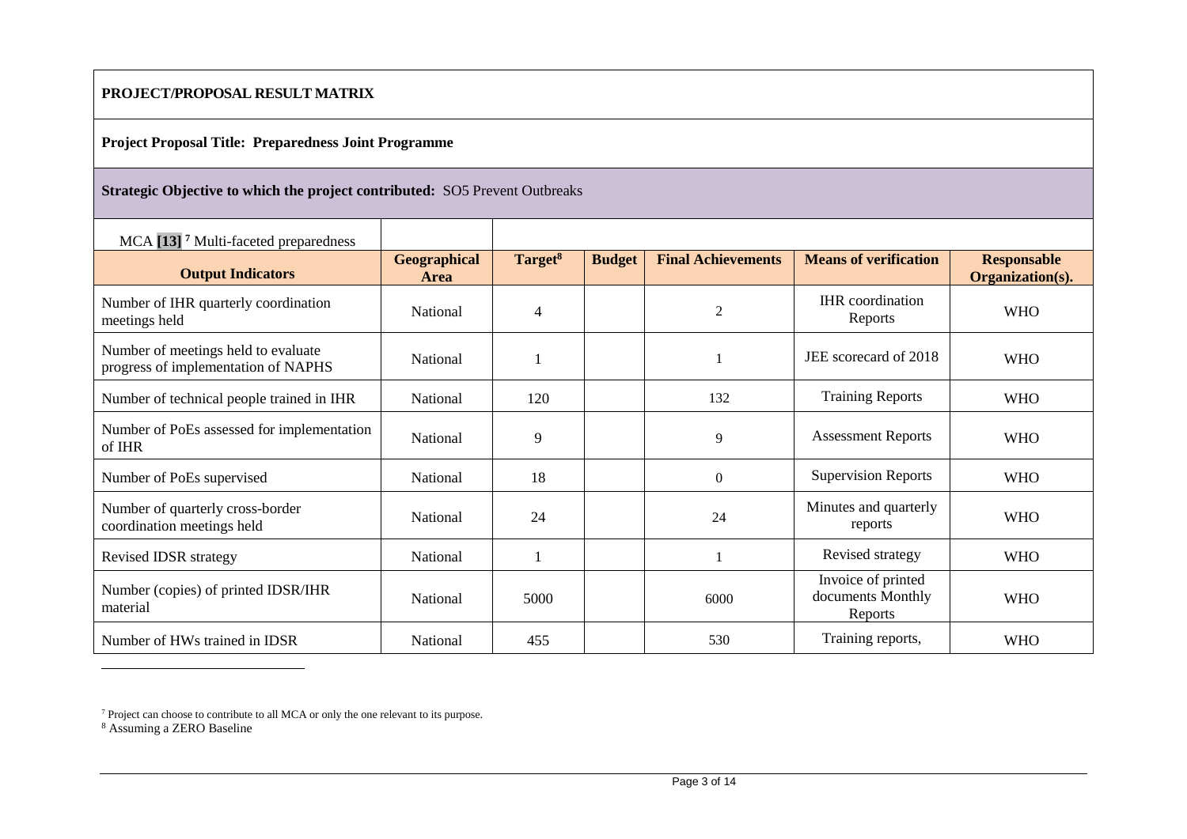**PROJECT/PROPOSAL RESULT MATRIX**

**Project Proposal Title: Preparedness Joint Programme**

**Strategic Objective to which the project contributed:** SO5 Prevent Outbreaks

| MCA **[13]** [7] Multi-faceted preparedness | | | | | | |
|---|---|---|---|---|---|---|
| **Output Indicators** | **Geographical Area** | **Target[8]** | **Budget** | **Final Achievements** | **Means of verification** | **Responsable Organization(s).** |
| Number of IHR quarterly coordination meetings held | National | 4 | | 2 | IHR coordination Reports | WHO |
| Number of meetings held to evaluate progress of implementation of NAPHS | National | 1 | | 1 | JEE scorecard of 2018 | WHO |
| Number of technical people trained in IHR | National | 120 | | 132 | Training Reports | WHO |
| Number of PoEs assessed for implementation of IHR | National | 9 | | 9 | Assessment Reports | WHO |
| Number of PoEs supervised | National | 18 | | 0 | Supervision Reports | WHO |
| Number of quarterly cross-border coordination meetings held | National | 24 | | 24 | Minutes and quarterly reports | WHO |
| Revised IDSR strategy | National | 1 | | 1 | Revised strategy | WHO |
| Number (copies) of printed IDSR/IHR material | National | 5000 | | 6000 | Invoice of printed documents Monthly Reports | WHO |
| Number of HWs trained in IDSR | National | 455 | | 530 | Training reports, | WHO |

[7] Project can choose to contribute to all MCA or only the one relevant to its purpose.
[8] Assuming a ZERO Baseline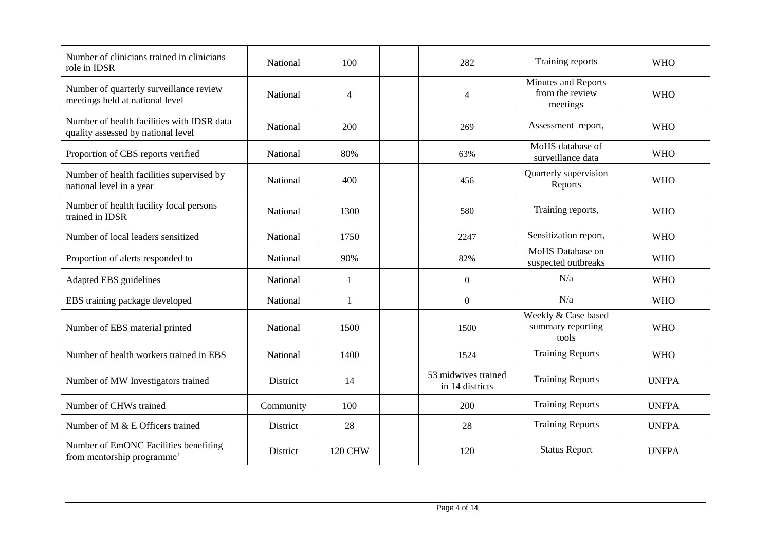|  |  |  |  |  |  |  |
|---|---|---|---|---|---|---|
| Number of clinicians trained in clinicians role in IDSR | National | 100 |  | 282 | Training reports | WHO |
| Number of quarterly surveillance review meetings held at national level | National | 4 |  | 4 | Minutes and Reports from the review meetings | WHO |
| Number of health facilities with IDSR data quality assessed by national level | National | 200 |  | 269 | Assessment report, | WHO |
| Proportion of CBS reports verified | National | 80% |  | 63% | MoHS database of surveillance data | WHO |
| Number of health facilities supervised by national level in a year | National | 400 |  | 456 | Quarterly supervision Reports | WHO |
| Number of health facility focal persons trained in IDSR | National | 1300 |  | 580 | Training reports, | WHO |
| Number of local leaders sensitized | National | 1750 |  | 2247 | Sensitization report, | WHO |
| Proportion of alerts responded to | National | 90% |  | 82% | MoHS Database on suspected outbreaks | WHO |
| Adapted EBS guidelines | National | 1 |  | 0 | N/a | WHO |
| EBS training package developed | National | 1 |  | 0 | N/a | WHO |
| Number of EBS material printed | National | 1500 |  | 1500 | Weekly & Case based summary reporting tools | WHO |
| Number of health workers trained in EBS | National | 1400 |  | 1524 | Training Reports | WHO |
| Number of MW Investigators trained | District | 14 |  | 53 midwives trained in 14 districts | Training Reports | UNFPA |
| Number of CHWs trained | Community | 100 |  | 200 | Training Reports | UNFPA |
| Number of M & E Officers trained | District | 28 |  | 28 | Training Reports | UNFPA |
| Number of EmONC Facilities benefiting from mentorship programme' | District | 120 CHW |  | 120 | Status Report | UNFPA |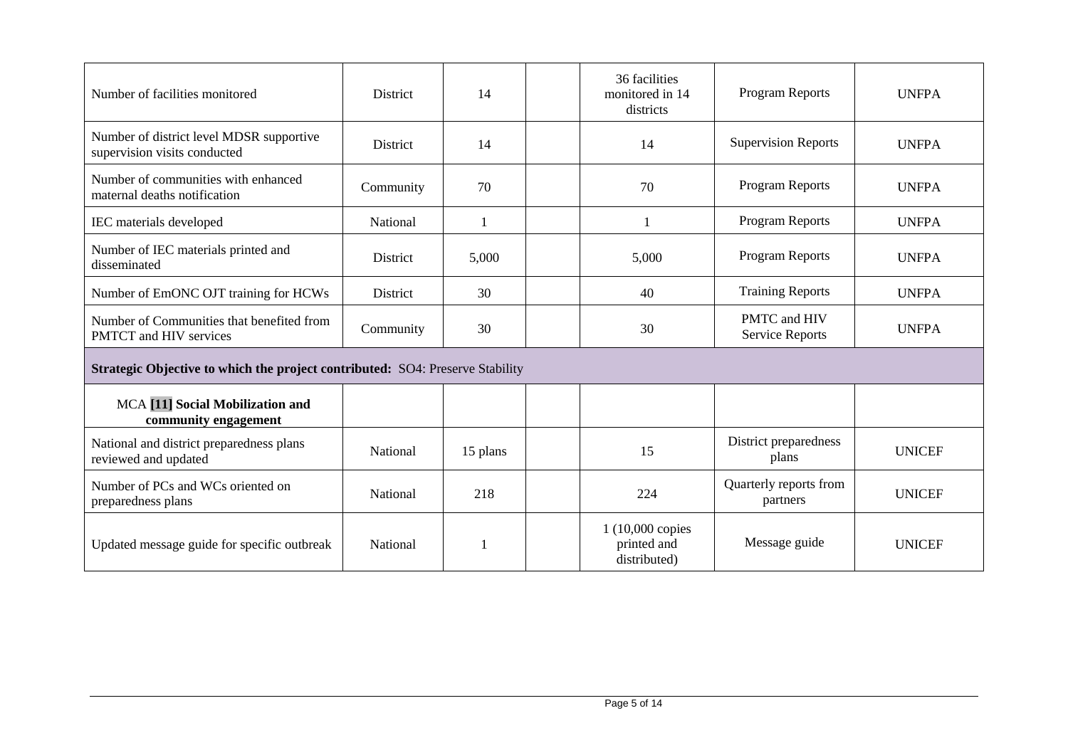| Number of facilities monitored | District | 14 | | 36 facilities monitored in 14 districts | Program Reports | UNFPA |
|---|---|---|---|---|---|---|
| Number of district level MDSR supportive supervision visits conducted | District | 14 | | 14 | Supervision Reports | UNFPA |
| Number of communities with enhanced maternal deaths notification | Community | 70 | | 70 | Program Reports | UNFPA |
| IEC materials developed | National | 1 | | 1 | Program Reports | UNFPA |
| Number of IEC materials printed and disseminated | District | 5,000 | | 5,000 | Program Reports | UNFPA |
| Number of EmONC OJT training for HCWs | District | 30 | | 40 | Training Reports | UNFPA |
| Number of Communities that benefited from PMTCT and HIV services | Community | 30 | | 30 | PMTC and HIV Service Reports | UNFPA |
| **Strategic Objective to which the project contributed:** SO4: Preserve Stability | | | | | | |
| MCA **[11] Social Mobilization and community engagement** | | | | | | |
| National and district preparedness plans reviewed and updated | National | 15 plans | | 15 | District preparedness plans | UNICEF |
| Number of PCs and WCs oriented on preparedness plans | National | 218 | | 224 | Quarterly reports from partners | UNICEF |
| Updated message guide for specific outbreak | National | 1 | | 1 (10,000 copies printed and distributed) | Message guide | UNICEF |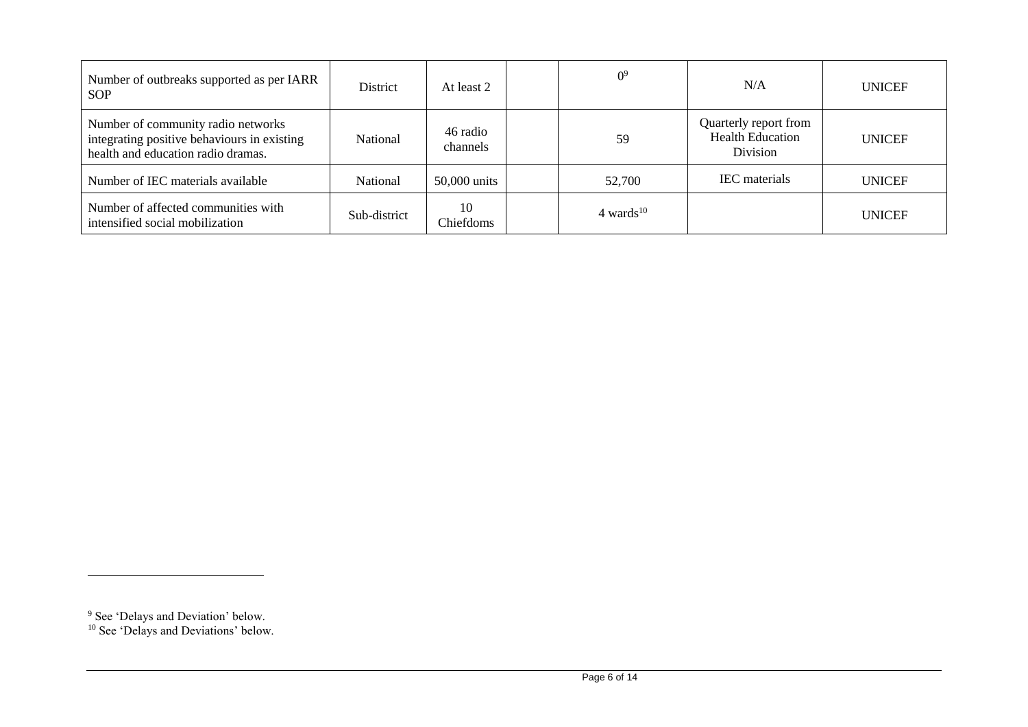| Number of outbreaks supported as per IARR SOP | District | At least 2 | | 0[9] | N/A | UNICEF |
|---|---|---|---|---|---|---|
| Number of community radio networks integrating positive behaviours in existing health and education radio dramas. | National | 46 radio channels | | 59 | Quarterly report from Health Education Division | UNICEF |
| Number of IEC materials available | National | 50,000 units | | 52,700 | IEC materials | UNICEF |
| Number of affected communities with intensified social mobilization | Sub-district | 10 Chiefdoms | | 4 wards[10] | | UNICEF |

[9] See 'Delays and Deviation' below.

[10] See 'Delays and Deviations' below.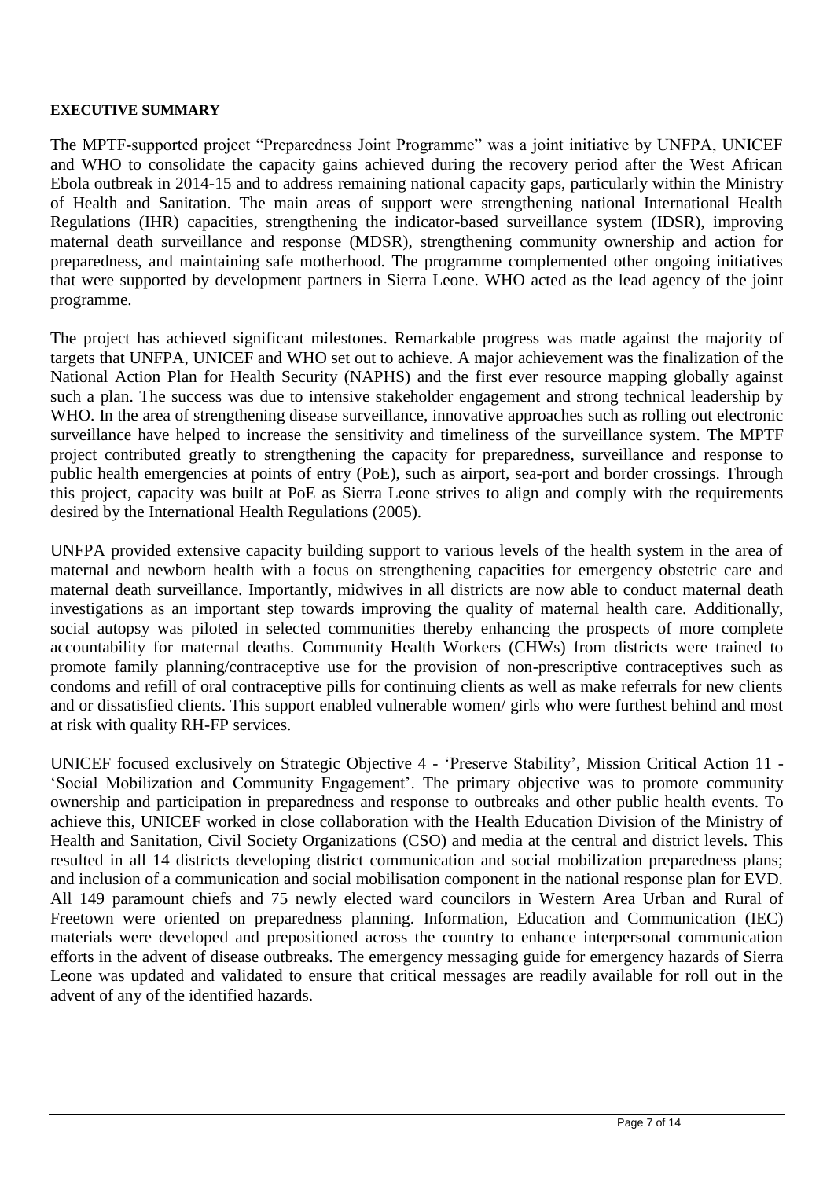**EXECUTIVE SUMMARY**

The MPTF-supported project "Preparedness Joint Programme" was a joint initiative by UNFPA, UNICEF and WHO to consolidate the capacity gains achieved during the recovery period after the West African Ebola outbreak in 2014-15 and to address remaining national capacity gaps, particularly within the Ministry of Health and Sanitation. The main areas of support were strengthening national International Health Regulations (IHR) capacities, strengthening the indicator-based surveillance system (IDSR), improving maternal death surveillance and response (MDSR), strengthening community ownership and action for preparedness, and maintaining safe motherhood. The programme complemented other ongoing initiatives that were supported by development partners in Sierra Leone. WHO acted as the lead agency of the joint programme.

The project has achieved significant milestones. Remarkable progress was made against the majority of targets that UNFPA, UNICEF and WHO set out to achieve. A major achievement was the finalization of the National Action Plan for Health Security (NAPHS) and the first ever resource mapping globally against such a plan. The success was due to intensive stakeholder engagement and strong technical leadership by WHO. In the area of strengthening disease surveillance, innovative approaches such as rolling out electronic surveillance have helped to increase the sensitivity and timeliness of the surveillance system. The MPTF project contributed greatly to strengthening the capacity for preparedness, surveillance and response to public health emergencies at points of entry (PoE), such as airport, sea-port and border crossings. Through this project, capacity was built at PoE as Sierra Leone strives to align and comply with the requirements desired by the International Health Regulations (2005).

UNFPA provided extensive capacity building support to various levels of the health system in the area of maternal and newborn health with a focus on strengthening capacities for emergency obstetric care and maternal death surveillance. Importantly, midwives in all districts are now able to conduct maternal death investigations as an important step towards improving the quality of maternal health care. Additionally, social autopsy was piloted in selected communities thereby enhancing the prospects of more complete accountability for maternal deaths. Community Health Workers (CHWs) from districts were trained to promote family planning/contraceptive use for the provision of non-prescriptive contraceptives such as condoms and refill of oral contraceptive pills for continuing clients as well as make referrals for new clients and or dissatisfied clients. This support enabled vulnerable women/ girls who were furthest behind and most at risk with quality RH-FP services.

UNICEF focused exclusively on Strategic Objective 4 - 'Preserve Stability', Mission Critical Action 11 - 'Social Mobilization and Community Engagement'. The primary objective was to promote community ownership and participation in preparedness and response to outbreaks and other public health events. To achieve this, UNICEF worked in close collaboration with the Health Education Division of the Ministry of Health and Sanitation, Civil Society Organizations (CSO) and media at the central and district levels. This resulted in all 14 districts developing district communication and social mobilization preparedness plans; and inclusion of a communication and social mobilisation component in the national response plan for EVD. All 149 paramount chiefs and 75 newly elected ward councilors in Western Area Urban and Rural of Freetown were oriented on preparedness planning. Information, Education and Communication (IEC) materials were developed and prepositioned across the country to enhance interpersonal communication efforts in the advent of disease outbreaks. The emergency messaging guide for emergency hazards of Sierra Leone was updated and validated to ensure that critical messages are readily available for roll out in the advent of any of the identified hazards.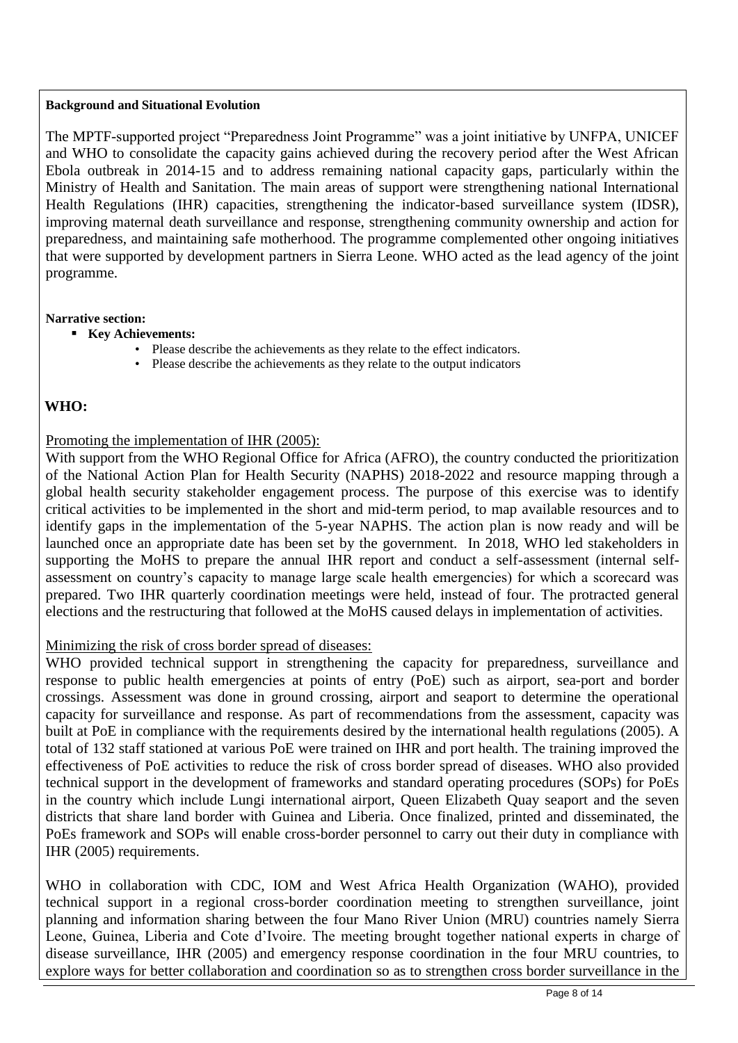**Background and Situational Evolution**

The MPTF-supported project "Preparedness Joint Programme" was a joint initiative by UNFPA, UNICEF and WHO to consolidate the capacity gains achieved during the recovery period after the West African Ebola outbreak in 2014-15 and to address remaining national capacity gaps, particularly within the Ministry of Health and Sanitation. The main areas of support were strengthening national International Health Regulations (IHR) capacities, strengthening the indicator-based surveillance system (IDSR), improving maternal death surveillance and response, strengthening community ownership and action for preparedness, and maintaining safe motherhood. The programme complemented other ongoing initiatives that were supported by development partners in Sierra Leone. WHO acted as the lead agency of the joint programme.

**Narrative section:**

- **Key Achievements:**
  - Please describe the achievements as they relate to the effect indicators.
  - Please describe the achievements as they relate to the output indicators

**WHO:**

Promoting the implementation of IHR (2005):

With support from the WHO Regional Office for Africa (AFRO), the country conducted the prioritization of the National Action Plan for Health Security (NAPHS) 2018-2022 and resource mapping through a global health security stakeholder engagement process. The purpose of this exercise was to identify critical activities to be implemented in the short and mid-term period, to map available resources and to identify gaps in the implementation of the 5-year NAPHS. The action plan is now ready and will be launched once an appropriate date has been set by the government. In 2018, WHO led stakeholders in supporting the MoHS to prepare the annual IHR report and conduct a self-assessment (internal self-assessment on country's capacity to manage large scale health emergencies) for which a scorecard was prepared. Two IHR quarterly coordination meetings were held, instead of four. The protracted general elections and the restructuring that followed at the MoHS caused delays in implementation of activities.

Minimizing the risk of cross border spread of diseases:

WHO provided technical support in strengthening the capacity for preparedness, surveillance and response to public health emergencies at points of entry (PoE) such as airport, sea-port and border crossings. Assessment was done in ground crossing, airport and seaport to determine the operational capacity for surveillance and response. As part of recommendations from the assessment, capacity was built at PoE in compliance with the requirements desired by the international health regulations (2005). A total of 132 staff stationed at various PoE were trained on IHR and port health. The training improved the effectiveness of PoE activities to reduce the risk of cross border spread of diseases. WHO also provided technical support in the development of frameworks and standard operating procedures (SOPs) for PoEs in the country which include Lungi international airport, Queen Elizabeth Quay seaport and the seven districts that share land border with Guinea and Liberia. Once finalized, printed and disseminated, the PoEs framework and SOPs will enable cross-border personnel to carry out their duty in compliance with IHR (2005) requirements.

WHO in collaboration with CDC, IOM and West Africa Health Organization (WAHO), provided technical support in a regional cross-border coordination meeting to strengthen surveillance, joint planning and information sharing between the four Mano River Union (MRU) countries namely Sierra Leone, Guinea, Liberia and Cote d'Ivoire. The meeting brought together national experts in charge of disease surveillance, IHR (2005) and emergency response coordination in the four MRU countries, to explore ways for better collaboration and coordination so as to strengthen cross border surveillance in the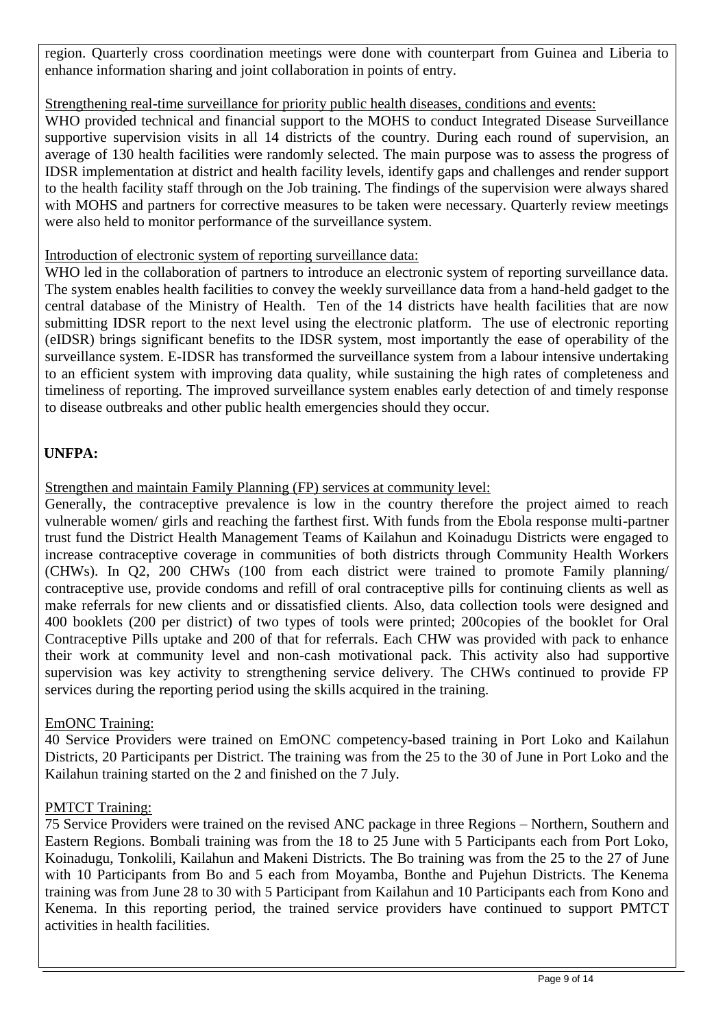region. Quarterly cross coordination meetings were done with counterpart from Guinea and Liberia to enhance information sharing and joint collaboration in points of entry.

Strengthening real-time surveillance for priority public health diseases, conditions and events:

WHO provided technical and financial support to the MOHS to conduct Integrated Disease Surveillance supportive supervision visits in all 14 districts of the country. During each round of supervision, an average of 130 health facilities were randomly selected. The main purpose was to assess the progress of IDSR implementation at district and health facility levels, identify gaps and challenges and render support to the health facility staff through on the Job training. The findings of the supervision were always shared with MOHS and partners for corrective measures to be taken were necessary. Quarterly review meetings were also held to monitor performance of the surveillance system.

Introduction of electronic system of reporting surveillance data:

WHO led in the collaboration of partners to introduce an electronic system of reporting surveillance data. The system enables health facilities to convey the weekly surveillance data from a hand-held gadget to the central database of the Ministry of Health. Ten of the 14 districts have health facilities that are now submitting IDSR report to the next level using the electronic platform. The use of electronic reporting (eIDSR) brings significant benefits to the IDSR system, most importantly the ease of operability of the surveillance system. E-IDSR has transformed the surveillance system from a labour intensive undertaking to an efficient system with improving data quality, while sustaining the high rates of completeness and timeliness of reporting. The improved surveillance system enables early detection of and timely response to disease outbreaks and other public health emergencies should they occur.

**UNFPA:**

Strengthen and maintain Family Planning (FP) services at community level:

Generally, the contraceptive prevalence is low in the country therefore the project aimed to reach vulnerable women/ girls and reaching the farthest first. With funds from the Ebola response multi-partner trust fund the District Health Management Teams of Kailahun and Koinadugu Districts were engaged to increase contraceptive coverage in communities of both districts through Community Health Workers (CHWs). In Q2, 200 CHWs (100 from each district were trained to promote Family planning/ contraceptive use, provide condoms and refill of oral contraceptive pills for continuing clients as well as make referrals for new clients and or dissatisfied clients. Also, data collection tools were designed and 400 booklets (200 per district) of two types of tools were printed; 200copies of the booklet for Oral Contraceptive Pills uptake and 200 of that for referrals. Each CHW was provided with pack to enhance their work at community level and non-cash motivational pack. This activity also had supportive supervision was key activity to strengthening service delivery. The CHWs continued to provide FP services during the reporting period using the skills acquired in the training.

EmONC Training:

40 Service Providers were trained on EmONC competency-based training in Port Loko and Kailahun Districts, 20 Participants per District. The training was from the 25 to the 30 of June in Port Loko and the Kailahun training started on the 2 and finished on the 7 July.

PMTCT Training:

75 Service Providers were trained on the revised ANC package in three Regions – Northern, Southern and Eastern Regions. Bombali training was from the 18 to 25 June with 5 Participants each from Port Loko, Koinadugu, Tonkolili, Kailahun and Makeni Districts. The Bo training was from the 25 to the 27 of June with 10 Participants from Bo and 5 each from Moyamba, Bonthe and Pujehun Districts. The Kenema training was from June 28 to 30 with 5 Participant from Kailahun and 10 Participants each from Kono and Kenema. In this reporting period, the trained service providers have continued to support PMTCT activities in health facilities.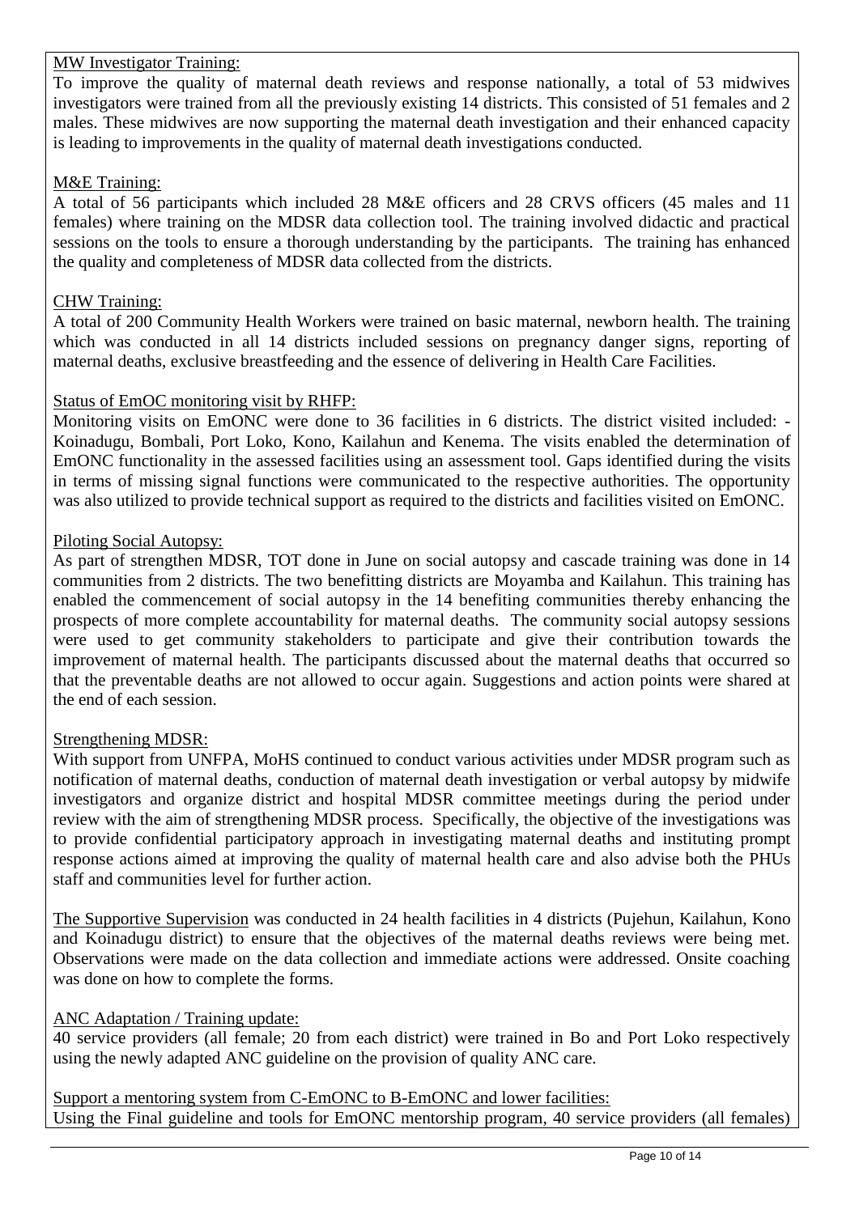MW Investigator Training:

To improve the quality of maternal death reviews and response nationally, a total of 53 midwives investigators were trained from all the previously existing 14 districts. This consisted of 51 females and 2 males. These midwives are now supporting the maternal death investigation and their enhanced capacity is leading to improvements in the quality of maternal death investigations conducted.

M&E Training:

A total of 56 participants which included 28 M&E officers and 28 CRVS officers (45 males and 11 females) where training on the MDSR data collection tool. The training involved didactic and practical sessions on the tools to ensure a thorough understanding by the participants. The training has enhanced the quality and completeness of MDSR data collected from the districts.

CHW Training:

A total of 200 Community Health Workers were trained on basic maternal, newborn health. The training which was conducted in all 14 districts included sessions on pregnancy danger signs, reporting of maternal deaths, exclusive breastfeeding and the essence of delivering in Health Care Facilities.

Status of EmOC monitoring visit by RHFP:

Monitoring visits on EmONC were done to 36 facilities in 6 districts. The district visited included: - Koinadugu, Bombali, Port Loko, Kono, Kailahun and Kenema. The visits enabled the determination of EmONC functionality in the assessed facilities using an assessment tool. Gaps identified during the visits in terms of missing signal functions were communicated to the respective authorities. The opportunity was also utilized to provide technical support as required to the districts and facilities visited on EmONC.

Piloting Social Autopsy:

As part of strengthen MDSR, TOT done in June on social autopsy and cascade training was done in 14 communities from 2 districts. The two benefitting districts are Moyamba and Kailahun. This training has enabled the commencement of social autopsy in the 14 benefiting communities thereby enhancing the prospects of more complete accountability for maternal deaths. The community social autopsy sessions were used to get community stakeholders to participate and give their contribution towards the improvement of maternal health. The participants discussed about the maternal deaths that occurred so that the preventable deaths are not allowed to occur again. Suggestions and action points were shared at the end of each session.

Strengthening MDSR:

With support from UNFPA, MoHS continued to conduct various activities under MDSR program such as notification of maternal deaths, conduction of maternal death investigation or verbal autopsy by midwife investigators and organize district and hospital MDSR committee meetings during the period under review with the aim of strengthening MDSR process. Specifically, the objective of the investigations was to provide confidential participatory approach in investigating maternal deaths and instituting prompt response actions aimed at improving the quality of maternal health care and also advise both the PHUs staff and communities level for further action.

The Supportive Supervision was conducted in 24 health facilities in 4 districts (Pujehun, Kailahun, Kono and Koinadugu district) to ensure that the objectives of the maternal deaths reviews were being met. Observations were made on the data collection and immediate actions were addressed. Onsite coaching was done on how to complete the forms.

ANC Adaptation / Training update:

40 service providers (all female; 20 from each district) were trained in Bo and Port Loko respectively using the newly adapted ANC guideline on the provision of quality ANC care.

Support a mentoring system from C-EmONC to B-EmONC and lower facilities:

Using the Final guideline and tools for EmONC mentorship program, 40 service providers (all females)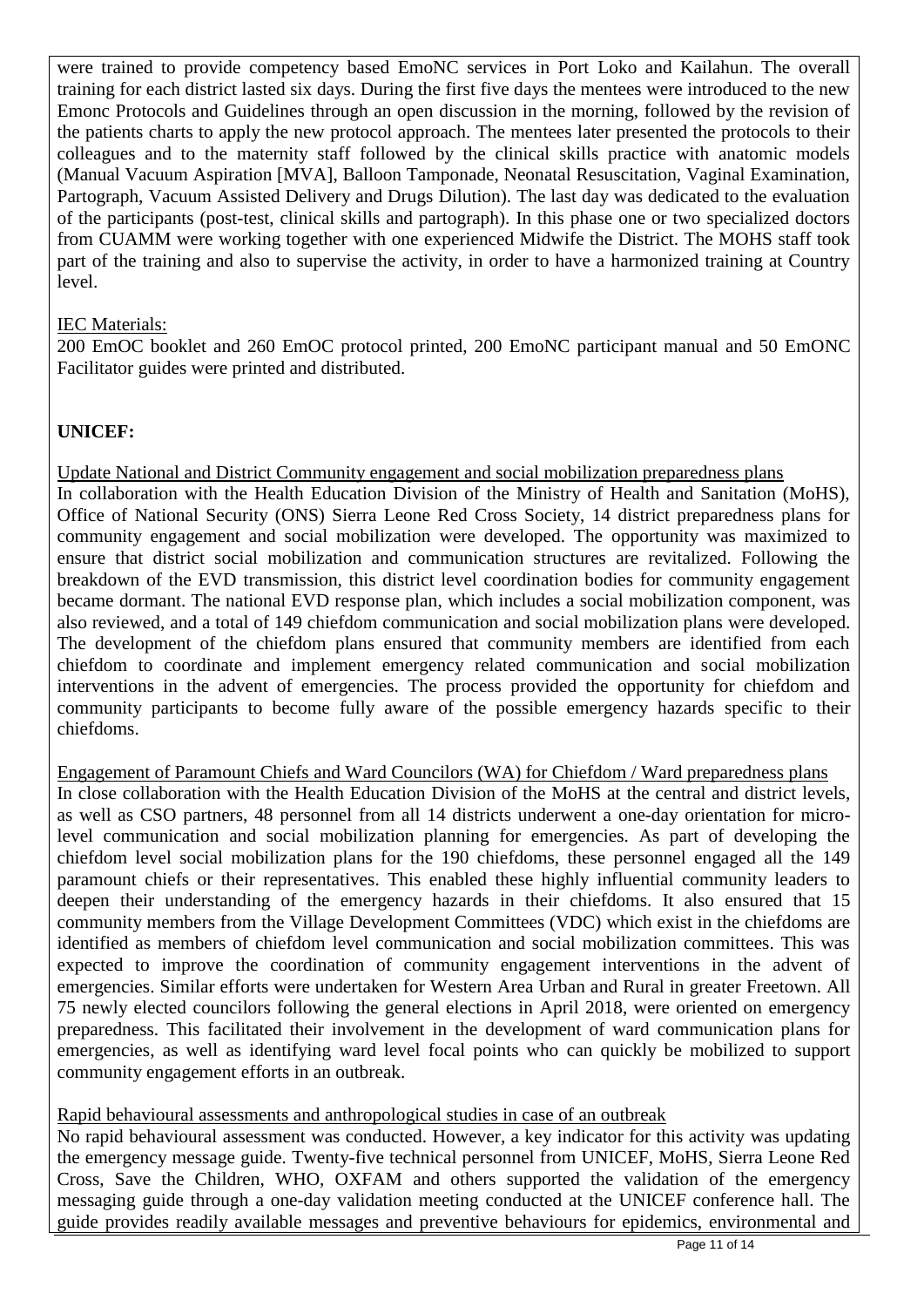were trained to provide competency based EmoNC services in Port Loko and Kailahun. The overall training for each district lasted six days. During the first five days the mentees were introduced to the new Emonc Protocols and Guidelines through an open discussion in the morning, followed by the revision of the patients charts to apply the new protocol approach. The mentees later presented the protocols to their colleagues and to the maternity staff followed by the clinical skills practice with anatomic models (Manual Vacuum Aspiration [MVA], Balloon Tamponade, Neonatal Resuscitation, Vaginal Examination, Partograph, Vacuum Assisted Delivery and Drugs Dilution). The last day was dedicated to the evaluation of the participants (post-test, clinical skills and partograph). In this phase one or two specialized doctors from CUAMM were working together with one experienced Midwife the District. The MOHS staff took part of the training and also to supervise the activity, in order to have a harmonized training at Country level.

<u>IEC Materials:</u>

200 EmOC booklet and 260 EmOC protocol printed, 200 EmoNC participant manual and 50 EmONC Facilitator guides were printed and distributed.

**UNICEF:**

<u>Update National and District Community engagement and social mobilization preparedness plans</u>

In collaboration with the Health Education Division of the Ministry of Health and Sanitation (MoHS), Office of National Security (ONS) Sierra Leone Red Cross Society, 14 district preparedness plans for community engagement and social mobilization were developed. The opportunity was maximized to ensure that district social mobilization and communication structures are revitalized. Following the breakdown of the EVD transmission, this district level coordination bodies for community engagement became dormant. The national EVD response plan, which includes a social mobilization component, was also reviewed, and a total of 149 chiefdom communication and social mobilization plans were developed. The development of the chiefdom plans ensured that community members are identified from each chiefdom to coordinate and implement emergency related communication and social mobilization interventions in the advent of emergencies. The process provided the opportunity for chiefdom and community participants to become fully aware of the possible emergency hazards specific to their chiefdoms.

<u>Engagement of Paramount Chiefs and Ward Councilors (WA) for Chiefdom / Ward preparedness plans</u>

In close collaboration with the Health Education Division of the MoHS at the central and district levels, as well as CSO partners, 48 personnel from all 14 districts underwent a one-day orientation for micro-level communication and social mobilization planning for emergencies. As part of developing the chiefdom level social mobilization plans for the 190 chiefdoms, these personnel engaged all the 149 paramount chiefs or their representatives. This enabled these highly influential community leaders to deepen their understanding of the emergency hazards in their chiefdoms. It also ensured that 15 community members from the Village Development Committees (VDC) which exist in the chiefdoms are identified as members of chiefdom level communication and social mobilization committees. This was expected to improve the coordination of community engagement interventions in the advent of emergencies. Similar efforts were undertaken for Western Area Urban and Rural in greater Freetown. All 75 newly elected councilors following the general elections in April 2018, were oriented on emergency preparedness. This facilitated their involvement in the development of ward communication plans for emergencies, as well as identifying ward level focal points who can quickly be mobilized to support community engagement efforts in an outbreak.

<u>Rapid behavioural assessments and anthropological studies in case of an outbreak</u>

No rapid behavioural assessment was conducted. However, a key indicator for this activity was updating the emergency message guide. Twenty-five technical personnel from UNICEF, MoHS, Sierra Leone Red Cross, Save the Children, WHO, OXFAM and others supported the validation of the emergency messaging guide through a one-day validation meeting conducted at the UNICEF conference hall. The guide provides readily available messages and preventive behaviours for epidemics, environmental and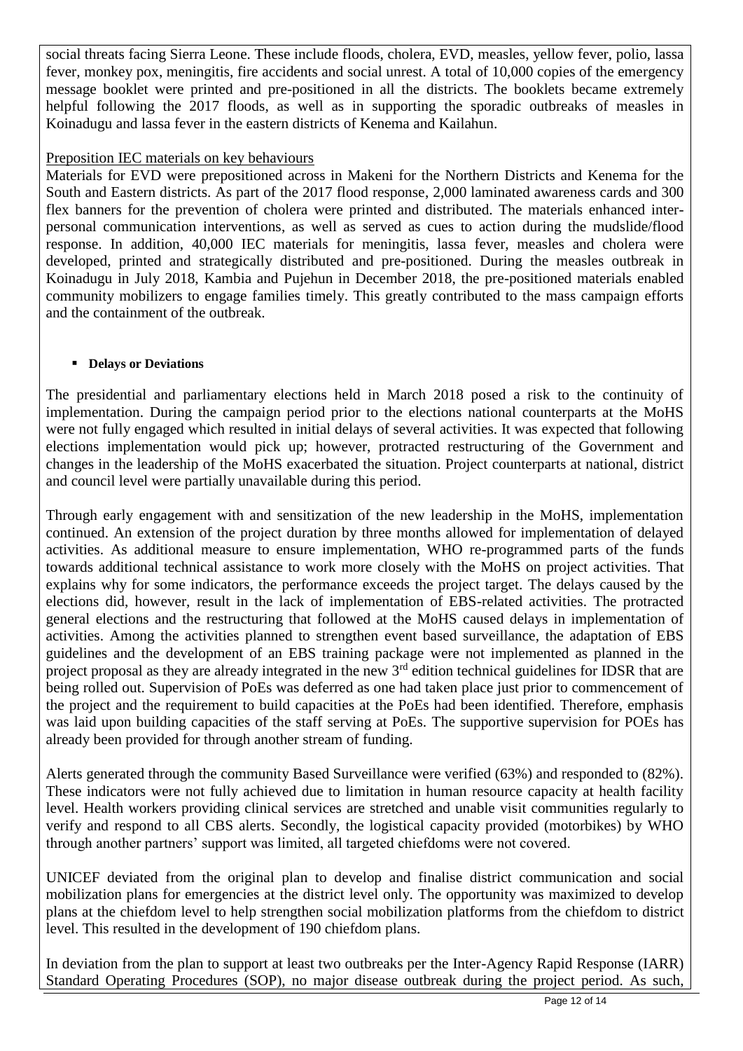social threats facing Sierra Leone. These include floods, cholera, EVD, measles, yellow fever, polio, lassa fever, monkey pox, meningitis, fire accidents and social unrest. A total of 10,000 copies of the emergency message booklet were printed and pre-positioned in all the districts. The booklets became extremely helpful following the 2017 floods, as well as in supporting the sporadic outbreaks of measles in Koinadugu and lassa fever in the eastern districts of Kenema and Kailahun.

Preposition IEC materials on key behaviours

Materials for EVD were prepositioned across in Makeni for the Northern Districts and Kenema for the South and Eastern districts. As part of the 2017 flood response, 2,000 laminated awareness cards and 300 flex banners for the prevention of cholera were printed and distributed. The materials enhanced inter-personal communication interventions, as well as served as cues to action during the mudslide/flood response. In addition, 40,000 IEC materials for meningitis, lassa fever, measles and cholera were developed, printed and strategically distributed and pre-positioned. During the measles outbreak in Koinadugu in July 2018, Kambia and Pujehun in December 2018, the pre-positioned materials enabled community mobilizers to engage families timely. This greatly contributed to the mass campaign efforts and the containment of the outbreak.

- **Delays or Deviations**

The presidential and parliamentary elections held in March 2018 posed a risk to the continuity of implementation. During the campaign period prior to the elections national counterparts at the MoHS were not fully engaged which resulted in initial delays of several activities. It was expected that following elections implementation would pick up; however, protracted restructuring of the Government and changes in the leadership of the MoHS exacerbated the situation. Project counterparts at national, district and council level were partially unavailable during this period.

Through early engagement with and sensitization of the new leadership in the MoHS, implementation continued. An extension of the project duration by three months allowed for implementation of delayed activities. As additional measure to ensure implementation, WHO re-programmed parts of the funds towards additional technical assistance to work more closely with the MoHS on project activities. That explains why for some indicators, the performance exceeds the project target. The delays caused by the elections did, however, result in the lack of implementation of EBS-related activities. The protracted general elections and the restructuring that followed at the MoHS caused delays in implementation of activities. Among the activities planned to strengthen event based surveillance, the adaptation of EBS guidelines and the development of an EBS training package were not implemented as planned in the project proposal as they are already integrated in the new 3rd edition technical guidelines for IDSR that are being rolled out. Supervision of PoEs was deferred as one had taken place just prior to commencement of the project and the requirement to build capacities at the PoEs had been identified. Therefore, emphasis was laid upon building capacities of the staff serving at PoEs. The supportive supervision for POEs has already been provided for through another stream of funding.

Alerts generated through the community Based Surveillance were verified (63%) and responded to (82%). These indicators were not fully achieved due to limitation in human resource capacity at health facility level. Health workers providing clinical services are stretched and unable visit communities regularly to verify and respond to all CBS alerts. Secondly, the logistical capacity provided (motorbikes) by WHO through another partners' support was limited, all targeted chiefdoms were not covered.

UNICEF deviated from the original plan to develop and finalise district communication and social mobilization plans for emergencies at the district level only. The opportunity was maximized to develop plans at the chiefdom level to help strengthen social mobilization platforms from the chiefdom to district level. This resulted in the development of 190 chiefdom plans.

In deviation from the plan to support at least two outbreaks per the Inter-Agency Rapid Response (IARR) Standard Operating Procedures (SOP), no major disease outbreak during the project period. As such,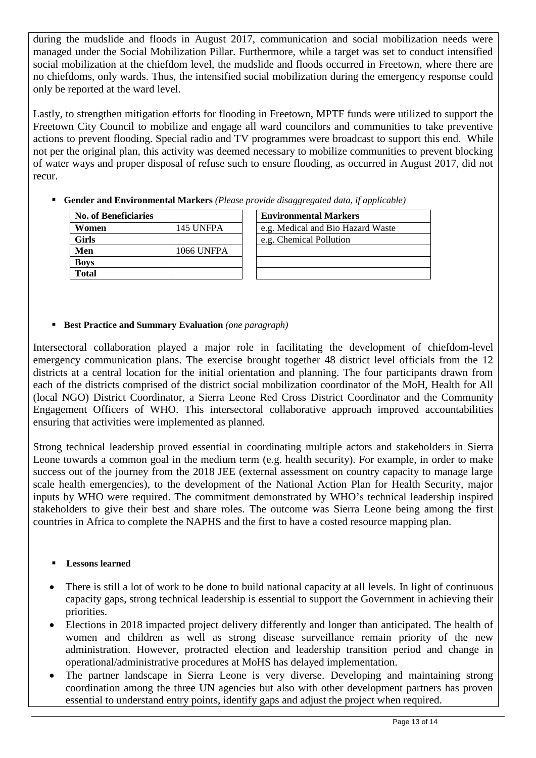during the mudslide and floods in August 2017, communication and social mobilization needs were managed under the Social Mobilization Pillar. Furthermore, while a target was set to conduct intensified social mobilization at the chiefdom level, the mudslide and floods occurred in Freetown, where there are no chiefdoms, only wards. Thus, the intensified social mobilization during the emergency response could only be reported at the ward level.

Lastly, to strengthen mitigation efforts for flooding in Freetown, MPTF funds were utilized to support the Freetown City Council to mobilize and engage all ward councilors and communities to take preventive actions to prevent flooding. Special radio and TV programmes were broadcast to support this end. While not per the original plan, this activity was deemed necessary to mobilize communities to prevent blocking of water ways and proper disposal of refuse such to ensure flooding, as occurred in August 2017, did not recur.

- **Gender and Environmental Markers** *(Please provide disaggregated data, if applicable)*

| No. of Beneficiaries | |
|---|---|
| Women | 145 UNFPA |
| Girls | |
| Men | 1066 UNFPA |
| Boys | |
| Total | |

| Environmental Markers |
|---|
| e.g. Medical and Bio Hazard Waste |
| e.g. Chemical Pollution |
| |
| |
| |

- **Best Practice and Summary Evaluation** *(one paragraph)*

Intersectoral collaboration played a major role in facilitating the development of chiefdom-level emergency communication plans. The exercise brought together 48 district level officials from the 12 districts at a central location for the initial orientation and planning. The four participants drawn from each of the districts comprised of the district social mobilization coordinator of the MoH, Health for All (local NGO) District Coordinator, a Sierra Leone Red Cross District Coordinator and the Community Engagement Officers of WHO. This intersectoral collaborative approach improved accountabilities ensuring that activities were implemented as planned.

Strong technical leadership proved essential in coordinating multiple actors and stakeholders in Sierra Leone towards a common goal in the medium term (e.g. health security). For example, in order to make success out of the journey from the 2018 JEE (external assessment on country capacity to manage large scale health emergencies), to the development of the National Action Plan for Health Security, major inputs by WHO were required. The commitment demonstrated by WHO's technical leadership inspired stakeholders to give their best and share roles. The outcome was Sierra Leone being among the first countries in Africa to complete the NAPHS and the first to have a costed resource mapping plan.

- **Lessons learned**

- There is still a lot of work to be done to build national capacity at all levels. In light of continuous capacity gaps, strong technical leadership is essential to support the Government in achieving their priorities.
- Elections in 2018 impacted project delivery differently and longer than anticipated. The health of women and children as well as strong disease surveillance remain priority of the new administration. However, protracted election and leadership transition period and change in operational/administrative procedures at MoHS has delayed implementation.
- The partner landscape in Sierra Leone is very diverse. Developing and maintaining strong coordination among the three UN agencies but also with other development partners has proven essential to understand entry points, identify gaps and adjust the project when required.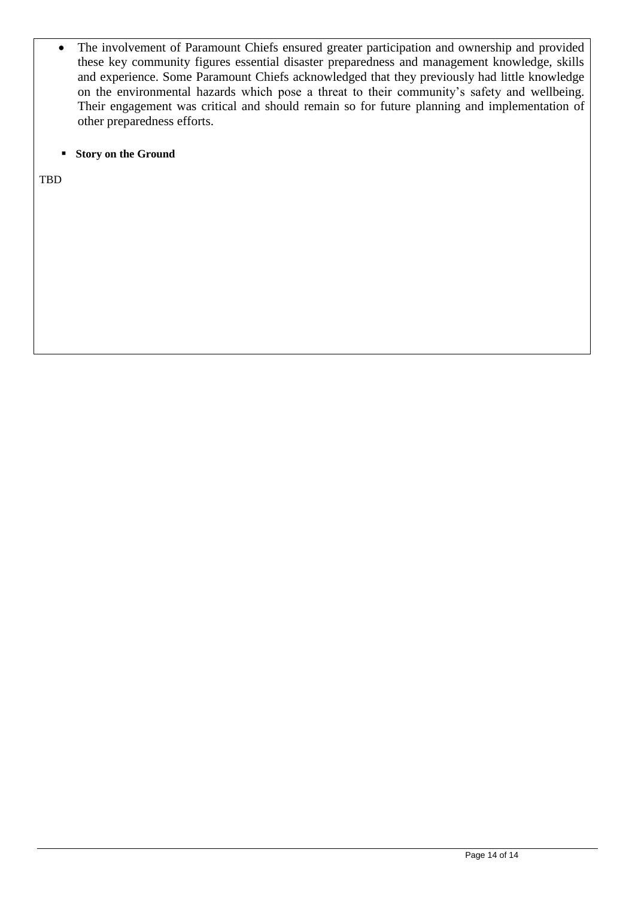- The involvement of Paramount Chiefs ensured greater participation and ownership and provided these key community figures essential disaster preparedness and management knowledge, skills and experience. Some Paramount Chiefs acknowledged that they previously had little knowledge on the environmental hazards which pose a threat to their community's safety and wellbeing. Their engagement was critical and should remain so for future planning and implementation of other preparedness efforts.

- **Story on the Ground**

TBD